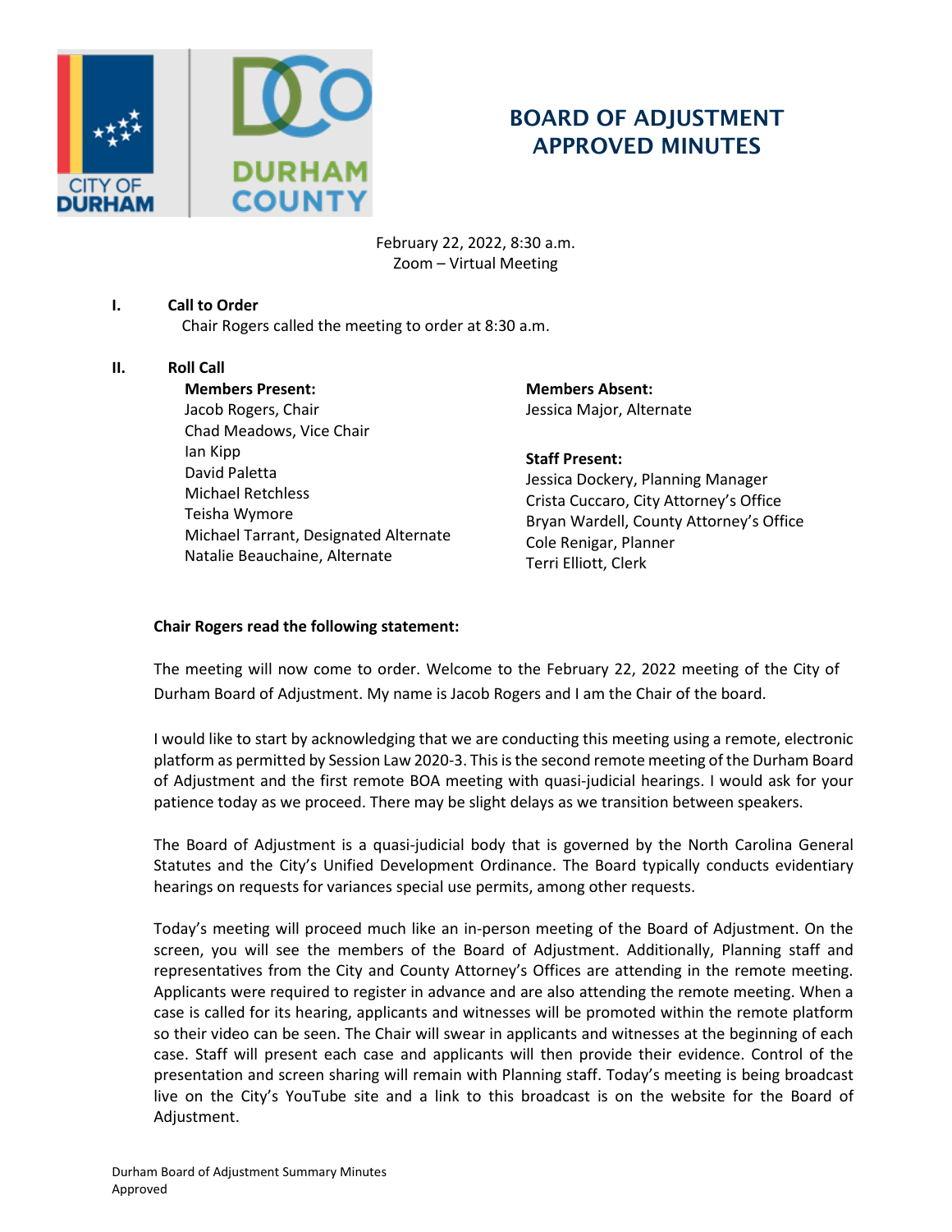# BOARD OF ADJUSTMENT APPROVED MINUTES

February 22, 2022, 8:30 a.m.
Zoom – Virtual Meeting

## I. Call to Order

Chair Rogers called the meeting to order at 8:30 a.m.

## II. Roll Call

**Members Present:**
Jacob Rogers, Chair
Chad Meadows, Vice Chair
Ian Kipp
David Paletta
Michael Retchless
Teisha Wymore
Michael Tarrant, Designated Alternate
Natalie Beauchaine, Alternate

**Members Absent:**
Jessica Major, Alternate

**Staff Present:**
Jessica Dockery, Planning Manager
Crista Cuccaro, City Attorney's Office
Bryan Wardell, County Attorney's Office
Cole Renigar, Planner
Terri Elliott, Clerk

**Chair Rogers read the following statement:**

The meeting will now come to order. Welcome to the February 22, 2022 meeting of the City of Durham Board of Adjustment. My name is Jacob Rogers and I am the Chair of the board.

I would like to start by acknowledging that we are conducting this meeting using a remote, electronic platform as permitted by Session Law 2020-3. This is the second remote meeting of the Durham Board of Adjustment and the first remote BOA meeting with quasi-judicial hearings. I would ask for your patience today as we proceed. There may be slight delays as we transition between speakers.

The Board of Adjustment is a quasi-judicial body that is governed by the North Carolina General Statutes and the City's Unified Development Ordinance. The Board typically conducts evidentiary hearings on requests for variances special use permits, among other requests.

Today's meeting will proceed much like an in-person meeting of the Board of Adjustment. On the screen, you will see the members of the Board of Adjustment. Additionally, Planning staff and representatives from the City and County Attorney's Offices are attending in the remote meeting. Applicants were required to register in advance and are also attending the remote meeting. When a case is called for its hearing, applicants and witnesses will be promoted within the remote platform so their video can be seen. The Chair will swear in applicants and witnesses at the beginning of each case. Staff will present each case and applicants will then provide their evidence. Control of the presentation and screen sharing will remain with Planning staff. Today's meeting is being broadcast live on the City's YouTube site and a link to this broadcast is on the website for the Board of Adjustment.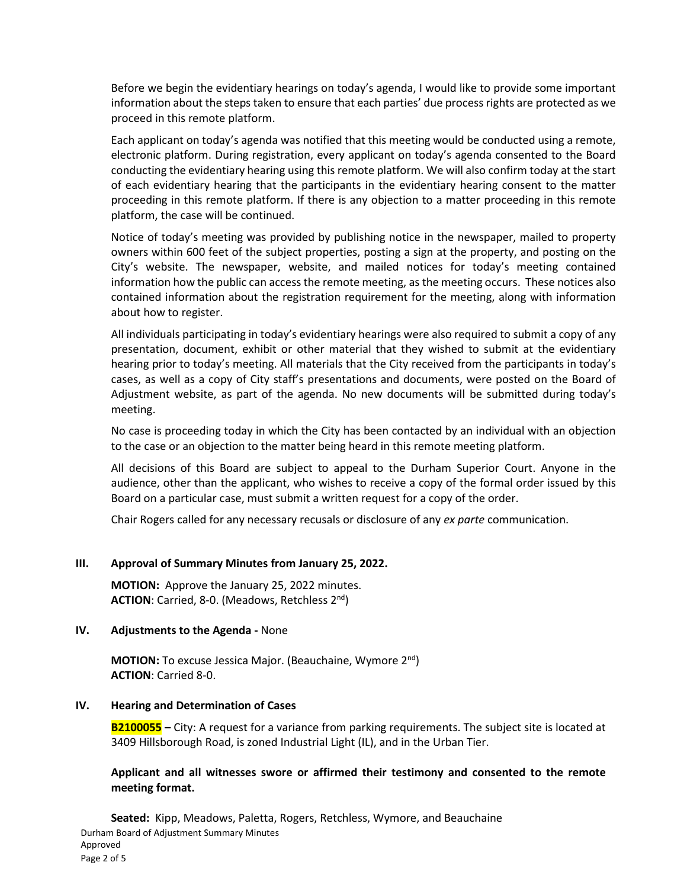Before we begin the evidentiary hearings on today's agenda, I would like to provide some important information about the steps taken to ensure that each parties' due process rights are protected as we proceed in this remote platform.

Each applicant on today's agenda was notified that this meeting would be conducted using a remote, electronic platform. During registration, every applicant on today's agenda consented to the Board conducting the evidentiary hearing using this remote platform. We will also confirm today at the start of each evidentiary hearing that the participants in the evidentiary hearing consent to the matter proceeding in this remote platform. If there is any objection to a matter proceeding in this remote platform, the case will be continued.

Notice of today's meeting was provided by publishing notice in the newspaper, mailed to property owners within 600 feet of the subject properties, posting a sign at the property, and posting on the City's website. The newspaper, website, and mailed notices for today's meeting contained information how the public can access the remote meeting, as the meeting occurs. These notices also contained information about the registration requirement for the meeting, along with information about how to register.

All individuals participating in today's evidentiary hearings were also required to submit a copy of any presentation, document, exhibit or other material that they wished to submit at the evidentiary hearing prior to today's meeting. All materials that the City received from the participants in today's cases, as well as a copy of City staff's presentations and documents, were posted on the Board of Adjustment website, as part of the agenda. No new documents will be submitted during today's meeting.

No case is proceeding today in which the City has been contacted by an individual with an objection to the case or an objection to the matter being heard in this remote meeting platform.

All decisions of this Board are subject to appeal to the Durham Superior Court. Anyone in the audience, other than the applicant, who wishes to receive a copy of the formal order issued by this Board on a particular case, must submit a written request for a copy of the order.

Chair Rogers called for any necessary recusals or disclosure of any *ex parte* communication.

## III. Approval of Summary Minutes from January 25, 2022.

**MOTION:** Approve the January 25, 2022 minutes.
**ACTION**: Carried, 8-0. (Meadows, Retchless 2nd)

## IV. Adjustments to the Agenda - None

**MOTION:** To excuse Jessica Major. (Beauchaine, Wymore 2nd)
**ACTION**: Carried 8-0.

## IV. Hearing and Determination of Cases

**B2100055 –** City: A request for a variance from parking requirements. The subject site is located at 3409 Hillsborough Road, is zoned Industrial Light (IL), and in the Urban Tier.

**Applicant and all witnesses swore or affirmed their testimony and consented to the remote meeting format.**

**Seated:** Kipp, Meadows, Paletta, Rogers, Retchless, Wymore, and Beauchaine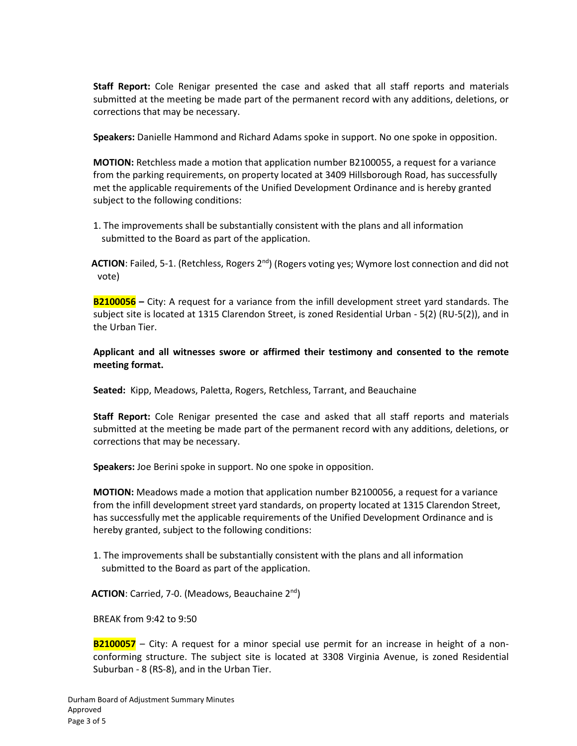**Staff Report:** Cole Renigar presented the case and asked that all staff reports and materials submitted at the meeting be made part of the permanent record with any additions, deletions, or corrections that may be necessary.

**Speakers:** Danielle Hammond and Richard Adams spoke in support. No one spoke in opposition.

**MOTION:** Retchless made a motion that application number B2100055, a request for a variance from the parking requirements, on property located at 3409 Hillsborough Road, has successfully met the applicable requirements of the Unified Development Ordinance and is hereby granted subject to the following conditions:

1. The improvements shall be substantially consistent with the plans and all information submitted to the Board as part of the application.

**ACTION**: Failed, 5-1. (Retchless, Rogers 2nd) (Rogers voting yes; Wymore lost connection and did not vote)

**B2100056 –** City: A request for a variance from the infill development street yard standards. The subject site is located at 1315 Clarendon Street, is zoned Residential Urban - 5(2) (RU-5(2)), and in the Urban Tier.

**Applicant and all witnesses swore or affirmed their testimony and consented to the remote meeting format.**

**Seated:** Kipp, Meadows, Paletta, Rogers, Retchless, Tarrant, and Beauchaine

**Staff Report:** Cole Renigar presented the case and asked that all staff reports and materials submitted at the meeting be made part of the permanent record with any additions, deletions, or corrections that may be necessary.

**Speakers:** Joe Berini spoke in support. No one spoke in opposition.

**MOTION:** Meadows made a motion that application number B2100056, a request for a variance from the infill development street yard standards, on property located at 1315 Clarendon Street, has successfully met the applicable requirements of the Unified Development Ordinance and is hereby granted, subject to the following conditions:

1. The improvements shall be substantially consistent with the plans and all information submitted to the Board as part of the application.

**ACTION**: Carried, 7-0. (Meadows, Beauchaine 2nd)

BREAK from 9:42 to 9:50

**B2100057** – City: A request for a minor special use permit for an increase in height of a non-conforming structure. The subject site is located at 3308 Virginia Avenue, is zoned Residential Suburban - 8 (RS-8), and in the Urban Tier.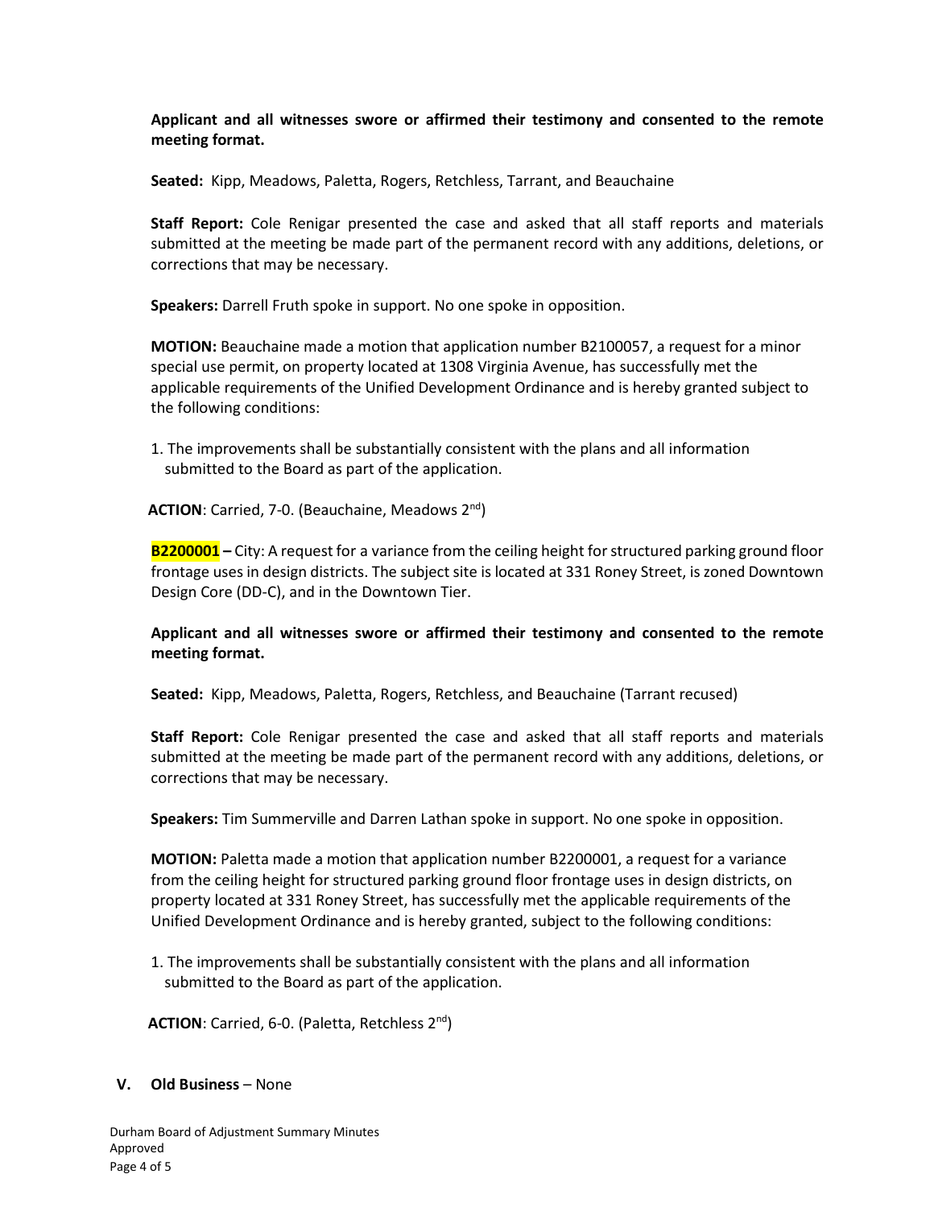**Applicant and all witnesses swore or affirmed their testimony and consented to the remote meeting format.**

**Seated:** Kipp, Meadows, Paletta, Rogers, Retchless, Tarrant, and Beauchaine

**Staff Report:** Cole Renigar presented the case and asked that all staff reports and materials submitted at the meeting be made part of the permanent record with any additions, deletions, or corrections that may be necessary.

**Speakers:** Darrell Fruth spoke in support. No one spoke in opposition.

**MOTION:** Beauchaine made a motion that application number B2100057, a request for a minor special use permit, on property located at 1308 Virginia Avenue, has successfully met the applicable requirements of the Unified Development Ordinance and is hereby granted subject to the following conditions:

1. The improvements shall be substantially consistent with the plans and all information submitted to the Board as part of the application.

**ACTION**: Carried, 7-0. (Beauchaine, Meadows 2nd)

**B2200001 –** City: A request for a variance from the ceiling height for structured parking ground floor frontage uses in design districts. The subject site is located at 331 Roney Street, is zoned Downtown Design Core (DD-C), and in the Downtown Tier.

**Applicant and all witnesses swore or affirmed their testimony and consented to the remote meeting format.**

**Seated:** Kipp, Meadows, Paletta, Rogers, Retchless, and Beauchaine (Tarrant recused)

**Staff Report:** Cole Renigar presented the case and asked that all staff reports and materials submitted at the meeting be made part of the permanent record with any additions, deletions, or corrections that may be necessary.

**Speakers:** Tim Summerville and Darren Lathan spoke in support. No one spoke in opposition.

**MOTION:** Paletta made a motion that application number B2200001, a request for a variance from the ceiling height for structured parking ground floor frontage uses in design districts, on property located at 331 Roney Street, has successfully met the applicable requirements of the Unified Development Ordinance and is hereby granted, subject to the following conditions:

1. The improvements shall be substantially consistent with the plans and all information submitted to the Board as part of the application.

**ACTION**: Carried, 6-0. (Paletta, Retchless 2nd)

## V. Old Business – None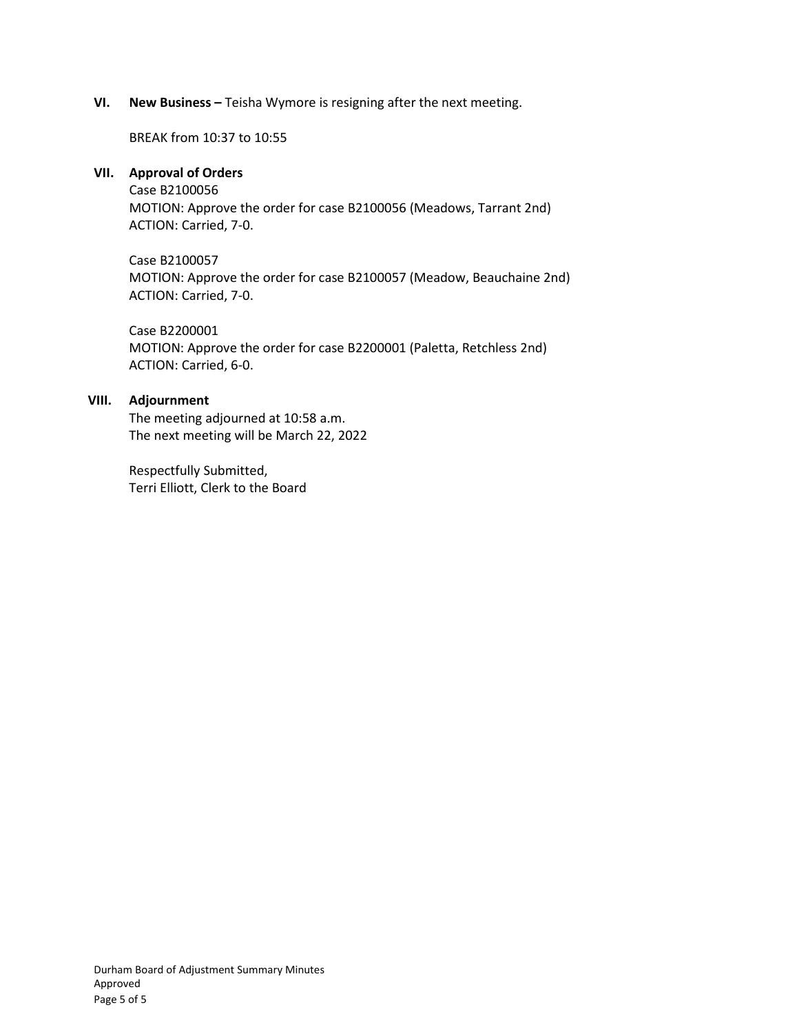**VI. New Business –** Teisha Wymore is resigning after the next meeting.

BREAK from 10:37 to 10:55

**VII. Approval of Orders**

Case B2100056
MOTION: Approve the order for case B2100056 (Meadows, Tarrant 2nd)
ACTION: Carried, 7-0.

Case B2100057
MOTION: Approve the order for case B2100057 (Meadow, Beauchaine 2nd)
ACTION: Carried, 7-0.

Case B2200001
MOTION: Approve the order for case B2200001 (Paletta, Retchless 2nd)
ACTION: Carried, 6-0.

**VIII. Adjournment**

The meeting adjourned at 10:58 a.m.
The next meeting will be March 22, 2022

Respectfully Submitted,
Terri Elliott, Clerk to the Board